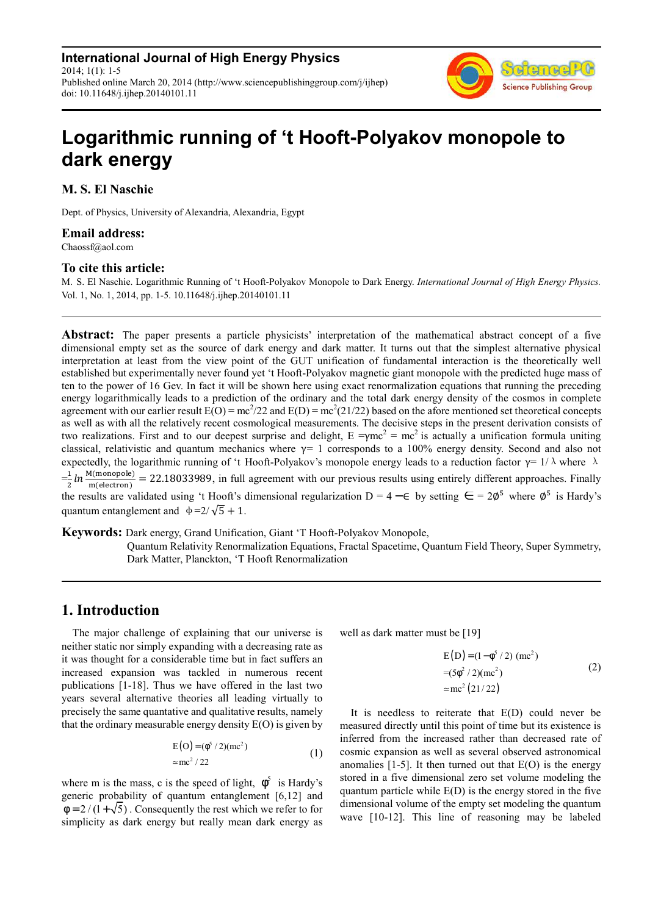**International Journal of High Energy Physics**
2014; 1(1): 1-5
Published online March 20, 2014 (http://www.sciencepublishinggroup.com/j/ijhep)
doi: 10.11648/j.ijhep.20140101.11

# Logarithmic running of 't Hooft-Polyakov monopole to dark energy

**M. S. El Naschie**

Dept. of Physics, University of Alexandria, Alexandria, Egypt

**Email address:**
Chaossf@aol.com

**To cite this article:**
M. S. El Naschie. Logarithmic Running of 't Hooft-Polyakov Monopole to Dark Energy. *International Journal of High Energy Physics.* Vol. 1, No. 1, 2014, pp. 1-5. 10.11648/j.ijhep.20140101.11

---

**Abstract:** The paper presents a particle physicists' interpretation of the mathematical abstract concept of a five dimensional empty set as the source of dark energy and dark matter. It turns out that the simplest alternative physical interpretation at least from the view point of the GUT unification of fundamental interaction is the theoretically well established but experimentally never found yet 't Hooft-Polyakov magnetic giant monopole with the predicted huge mass of ten to the power of 16 Gev. In fact it will be shown here using exact renormalization equations that running the preceding energy logarithmically leads to a prediction of the ordinary and the total dark energy density of the cosmos in complete agreement with our earlier result $E(O) = mc^2/22$ and $E(D) = mc^2(21/22)$ based on the afore mentioned set theoretical concepts as well as with all the relatively recent cosmological measurements. The decisive steps in the present derivation consists of two realizations. First and to our deepest surprise and delight, $E = \gamma mc^2 = mc^2$ is actually a unification formula uniting classical, relativistic and quantum mechanics where $\gamma = 1$ corresponds to a 100% energy density. Second and also not expectedly, the logarithmic running of 't Hooft-Polyakov's monopole energy leads to a reduction factor $\gamma = 1/\lambda$ where $\lambda = \frac{1}{2} ln \frac{M(\text{monopole})}{m(\text{electron})} = 22.18033989$, in full agreement with our previous results using entirely different approaches. Finally the results are validated using 't Hooft's dimensional regularization $D = 4 - \epsilon$ by setting $\epsilon = 2\phi^5$ where $\phi^5$ is Hardy's quantum entanglement and $\phi = 2/\sqrt{5} + 1$.

**Keywords:** Dark energy, Grand Unification, Giant 'T Hooft-Polyakov Monopole, Quantum Relativity Renormalization Equations, Fractal Spacetime, Quantum Field Theory, Super Symmetry, Dark Matter, Planckton, 'T Hooft Renormalization

---

## 1. Introduction

The major challenge of explaining that our universe is neither static nor simply expanding with a decreasing rate as it was thought for a considerable time but in fact suffers an increased expansion was tackled in numerous recent publications [1-18]. Thus we have offered in the last two years several alternative theories all leading virtually to precisely the same quantative and qualitative results, namely that the ordinary measurable energy density E(O) is given by

$$
\begin{aligned}
E(O) &= (\phi^5/2)(mc^2) \\
&\simeq mc^2/22
\end{aligned} \tag{1}
$$

where m is the mass, c is the speed of light, $\phi^5$ is Hardy's generic probability of quantum entanglement [6,12] and $\phi = 2/(1+\sqrt{5})$. Consequently the rest which we refer to for simplicity as dark energy but really mean dark energy as well as dark matter must be [19]

$$
\begin{aligned}
E(D) &= (1-\phi^5/2)\,(mc^2) \\
&= (5\phi^2/2)(mc^2) \\
&= mc^2\,(21/22)
\end{aligned} \tag{2}
$$

It is needless to reiterate that E(D) could never be measured directly until this point of time but its existence is inferred from the increased rather than decreased rate of cosmic expansion as well as several observed astronomical anomalies [1-5]. It then turned out that E(O) is the energy stored in a five dimensional zero set volume modeling the quantum particle while E(D) is the energy stored in the five dimensional volume of the empty set modeling the quantum wave [10-12]. This line of reasoning may be labeled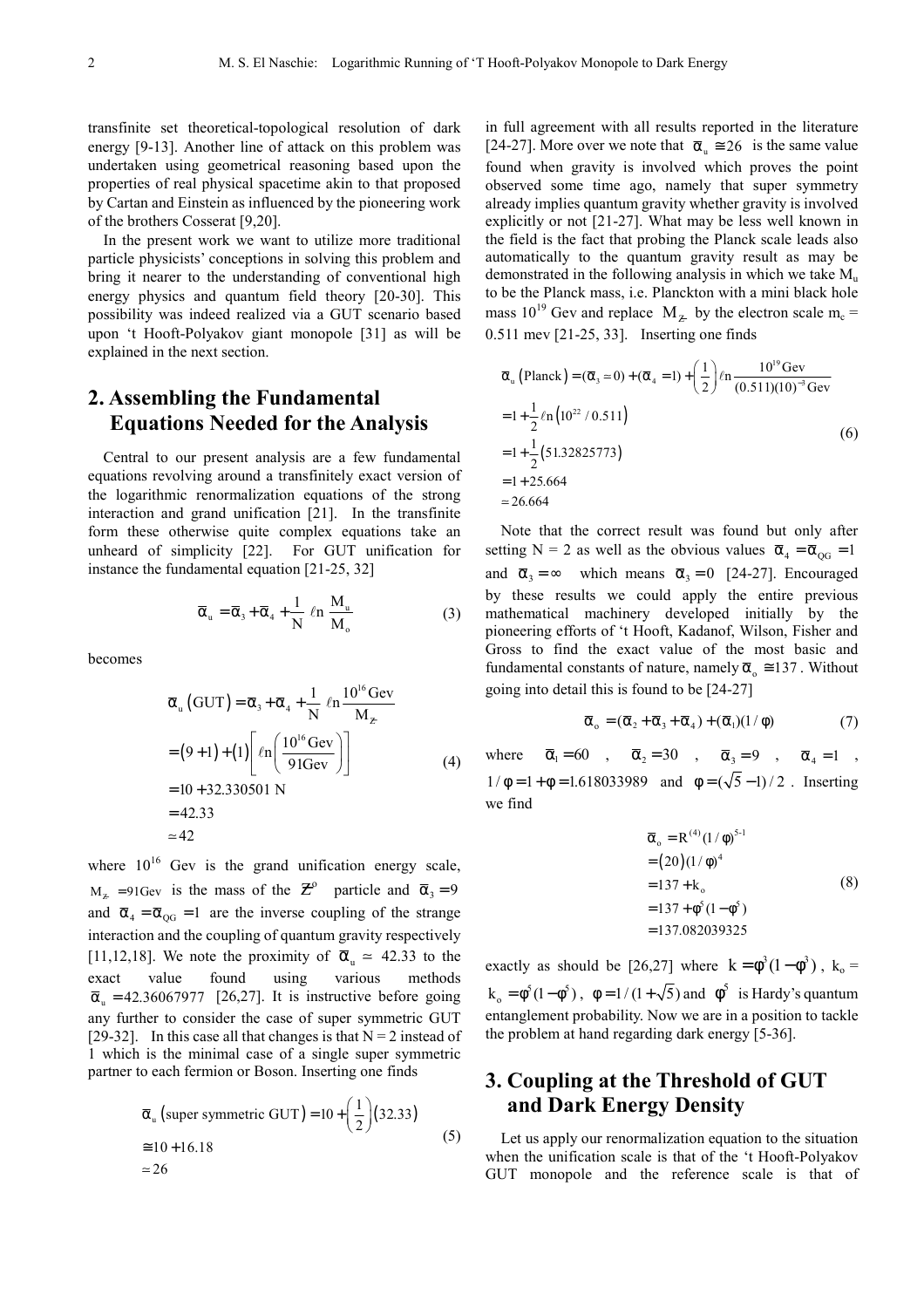transfinite set theoretical-topological resolution of dark energy [9-13]. Another line of attack on this problem was undertaken using geometrical reasoning based upon the properties of real physical spacetime akin to that proposed by Cartan and Einstein as influenced by the pioneering work of the brothers Cosserat [9,20].

In the present work we want to utilize more traditional particle physicists' conceptions in solving this problem and bring it nearer to the understanding of conventional high energy physics and quantum field theory [20-30]. This possibility was indeed realized via a GUT scenario based upon 't Hooft-Polyakov giant monopole [31] as will be explained in the next section.

## 2. Assembling the Fundamental Equations Needed for the Analysis

Central to our present analysis are a few fundamental equations revolving around a transfinitely exact version of the logarithmic renormalization equations of the strong interaction and grand unification [21]. In the transfinite form these otherwise quite complex equations take an unheard of simplicity [22]. For GUT unification for instance the fundamental equation [21-25, 32]

$$\bar{\alpha}_u = \bar{\alpha}_3 + \bar{\alpha}_4 + \frac{1}{N}\,\ell n\,\frac{M_u}{M_o} \tag{3}$$

becomes

$$\begin{aligned}\bar{\alpha}_u\left(\text{GUT}\right) &= \bar{\alpha}_3 + \bar{\alpha}_4 + \frac{1}{N}\,\ell n\,\frac{10^{16}\,\text{Gev}}{M_{Z}} \\ &= \left(9+1\right) + \left(1\right)\left[\ell n\left(\frac{10^{16}\,\text{Gev}}{91\text{Gev}}\right)\right] \\ &= 10 + 32.330501\ \text{N} \\ &= 42.33 \\ &\simeq 42\end{aligned} \tag{4}$$

where $10^{16}$ Gev is the grand unification energy scale, $M_Z = 91\text{Gev}$ is the mass of the $Z^o$ particle and $\bar{\alpha}_3 = 9$ and $\bar{\alpha}_4 = \bar{\alpha}_{QG} = 1$ are the inverse coupling of the strange interaction and the coupling of quantum gravity respectively [11,12,18]. We note the proximity of $\bar{\alpha}_u \simeq 42.33$ to the exact value found using various methods $\bar{\alpha}_u = 42.36067977$ [26,27]. It is instructive before going any further to consider the case of super symmetric GUT [29-32]. In this case all that changes is that N = 2 instead of 1 which is the minimal case of a single super symmetric partner to each fermion or Boson. Inserting one finds

$$\begin{aligned}\bar{\alpha}_u\left(\text{super symmetric GUT}\right) &= 10 + \left(\frac{1}{2}\right)\left(32.33\right) \\ &\cong 10 + 16.18 \\ &\simeq 26\end{aligned} \tag{5}$$

in full agreement with all results reported in the literature [24-27]. More over we note that $\bar{\alpha}_u \cong 26$ is the same value found when gravity is involved which proves the point observed some time ago, namely that super symmetry already implies quantum gravity whether gravity is involved explicitly or not [21-27]. What may be less well known in the field is the fact that probing the Planck scale leads also automatically to the quantum gravity result as may be demonstrated in the following analysis in which we take $M_u$ to be the Planck mass, i.e. Planckton with a mini black hole mass $10^{19}$ Gev and replace $M_Z$ by the electron scale $m_e$ = 0.511 mev [21-25, 33]. Inserting one finds

$$\begin{aligned}\bar{\alpha}_u\left(\text{Planck}\right) &= (\bar{\alpha}_3 = 0) + (\bar{\alpha}_4 = 1) + \left(\frac{1}{2}\right)\ell n\,\frac{10^{19}\,\text{Gev}}{(0.511)(10)^{-3}\,\text{Gev}} \\ &= 1 + \frac{1}{2}\ell n\left(10^{22}/0.511\right) \\ &= 1 + \frac{1}{2}\left(51.32825773\right) \\ &= 1 + 25.664 \\ &\simeq 26.664\end{aligned} \tag{6}$$

Note that the correct result was found but only after setting N = 2 as well as the obvious values $\bar{\alpha}_4 = \bar{\alpha}_{QG} = 1$ and $\bar{\alpha}_3 = \infty$ which means $\bar{\alpha}_3 = 0$ [24-27]. Encouraged by these results we could apply the entire previous mathematical machinery developed initially by the pioneering efforts of 't Hooft, Kadanof, Wilson, Fisher and Gross to find the exact value of the most basic and fundamental constants of nature, namely $\bar{\alpha}_o \cong 137$. Without going into detail this is found to be [24-27]

$$\bar{\alpha}_o = (\bar{\alpha}_2 + \bar{\alpha}_3 + \bar{\alpha}_4) + (\bar{\alpha}_1)(1/\phi) \tag{7}$$

where $\bar{\alpha}_1 = 60$, $\bar{\alpha}_2 = 30$, $\bar{\alpha}_3 = 9$, $\bar{\alpha}_4 = 1$, $1/\phi = 1 + \phi = 1.618033989$ and $\phi = (\sqrt{5} - 1)/2$. Inserting we find

$$\begin{aligned}\bar{\alpha}_o &= R^{(4)}(1/\phi)^{5-1} \\ &= \left(20\right)(1/\phi)^4 \\ &= 137 + k_o \\ &= 137 + \phi^5(1-\phi^5) \\ &= 137.082039325\end{aligned} \tag{8}$$

exactly as should be [26,27] where $k = \phi^3(1-\phi^3)$, $k_o$ = $k_o = \phi^5(1-\phi^5)$, $\phi = 1/(1+\sqrt{5})$ and $\phi^5$ is Hardy's quantum entanglement probability. Now we are in a position to tackle the problem at hand regarding dark energy [5-36].

## 3. Coupling at the Threshold of GUT and Dark Energy Density

Let us apply our renormalization equation to the situation when the unification scale is that of the 't Hooft-Polyakov GUT monopole and the reference scale is that of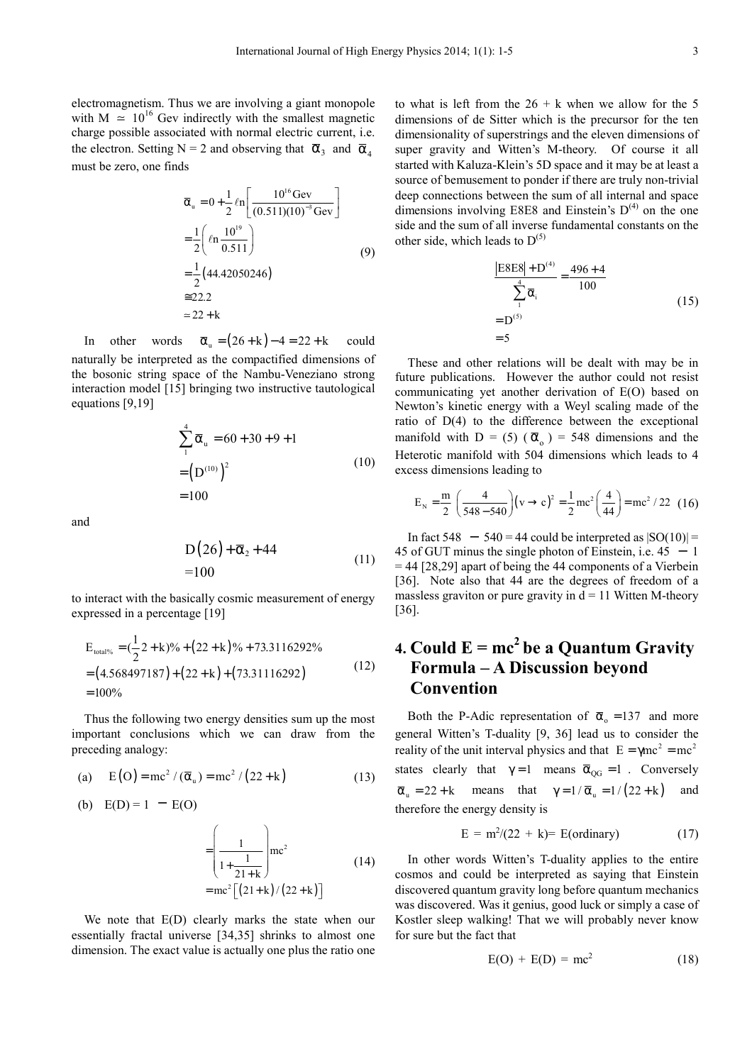electromagnetism. Thus we are involving a giant monopole with $M \simeq 10^{16}$ Gev indirectly with the smallest magnetic charge possible associated with normal electric current, i.e. the electron. Setting N = 2 and observing that $\bar{\alpha}_3$ and $\bar{\alpha}_4$ must be zero, one finds

$$
\begin{aligned}
\bar{\alpha}_u &= 0 + \frac{1}{2}\ell n\left[\frac{10^{16}\,\text{Gev}}{(0.511)(10)^{-3}\,\text{Gev}}\right] \\
&= \frac{1}{2}\left(\ell n\frac{10^{19}}{0.511}\right) \\
&= \frac{1}{2}(44.42050246) \\
&\cong 22.2 \\
&\simeq 22 + k
\end{aligned} \tag{9}
$$

In other words $\bar{\alpha}_u = (26+k) - 4 = 22 + k$ could naturally be interpreted as the compactified dimensions of the bosonic string space of the Nambu-Veneziano strong interaction model [15] bringing two instructive tautological equations [9,19]

$$
\begin{aligned}
\sum_1^4 \bar{\alpha}_u &= 60 + 30 + 9 + 1 \\
&= \left(D^{(10)}\right)^2 \\
&= 100
\end{aligned} \tag{10}
$$

and

$$
\begin{aligned}
D(26) + \bar{\alpha}_2 + 44 \\
= 100
\end{aligned} \tag{11}
$$

to interact with the basically cosmic measurement of energy expressed in a percentage [19]

$$
\begin{aligned}
E_{\text{total}\%} &= (\frac{1}{2}2 + k)\% + (22+k)\% + 73.3116292\% \\
&= (4.568497187) + (22+k) + (73.31116292) \\
&= 100\%
\end{aligned} \tag{12}
$$

Thus the following two energy densities sum up the most important conclusions which we can draw from the preceding analogy:

(a) $E(O) = mc^2 / (\bar{\alpha}_u) = mc^2 / (22+k)$ (13)

(b) E(D) = 1 − E(O)

$$
\begin{aligned}
&= \left(\frac{1}{1+\frac{1}{21+k}}\right) mc^2 \\
&= mc^2\left[(21+k)/(22+k)\right]
\end{aligned} \tag{14}
$$

We note that E(D) clearly marks the state when our essentially fractal universe [34,35] shrinks to almost one dimension. The exact value is actually one plus the ratio one to what is left from the 26 + k when we allow for the 5 dimensions of de Sitter which is the precursor for the ten dimensionality of superstrings and the eleven dimensions of super gravity and Witten's M-theory. Of course it all started with Kaluza-Klein's 5D space and it may be at least a source of bemusement to ponder if there are truly non-trivial deep connections between the sum of all internal and space dimensions involving E8E8 and Einstein's $D^{(4)}$ on the one side and the sum of all inverse fundamental constants on the other side, which leads to $D^{(5)}$

$$
\begin{aligned}
\frac{|E8E8| + D^{(4)}}{\sum_1^4 \bar{\alpha}_i} &= \frac{496+4}{100} \\
&= D^{(5)} \\
&= 5
\end{aligned} \tag{15}
$$

These and other relations will be dealt with may be in future publications. However the author could not resist communicating yet another derivation of E(O) based on Newton's kinetic energy with a Weyl scaling made of the ratio of D(4) to the difference between the exceptional manifold with D = (5) ($\bar{\alpha}_o$) = 548 dimensions and the Heterotic manifold with 504 dimensions which leads to 4 excess dimensions leading to

$$
E_N = \frac{m}{2}\left(\frac{4}{548-540}\right)(v \to c)^2 = \frac{1}{2}mc^2\left(\frac{4}{44}\right) = mc^2/22 \tag{16}
$$

In fact 548 − 540 = 44 could be interpreted as |SO(10)| = 45 of GUT minus the single photon of Einstein, i.e. 45 − 1 = 44 [28,29] apart of being the 44 components of a Vierbein [36]. Note also that 44 are the degrees of freedom of a massless graviton or pure gravity in d = 11 Witten M-theory [36].

## 4. Could E = mc² be a Quantum Gravity Formula – A Discussion beyond Convention

Both the P-Adic representation of $\bar{\alpha}_o = 137$ and more general Witten's T-duality [9, 36] lead us to consider the reality of the unit interval physics and that $E = \gamma mc^2 = mc^2$ states clearly that $\gamma = 1$ means $\bar{\alpha}_{QG} = 1$. Conversely $\bar{\alpha}_u = 22 + k$ means that $\gamma = 1/\bar{\alpha}_u = 1/(22+k)$ and therefore the energy density is

$$
E = m^2/(22 + k) = E(\text{ordinary}) \tag{17}
$$

In other words Witten's T-duality applies to the entire cosmos and could be interpreted as saying that Einstein discovered quantum gravity long before quantum mechanics was discovered. Was it genius, good luck or simply a case of Kostler sleep walking! That we will probably never know for sure but the fact that

$$
E(O) + E(D) = mc^2 \tag{18}
$$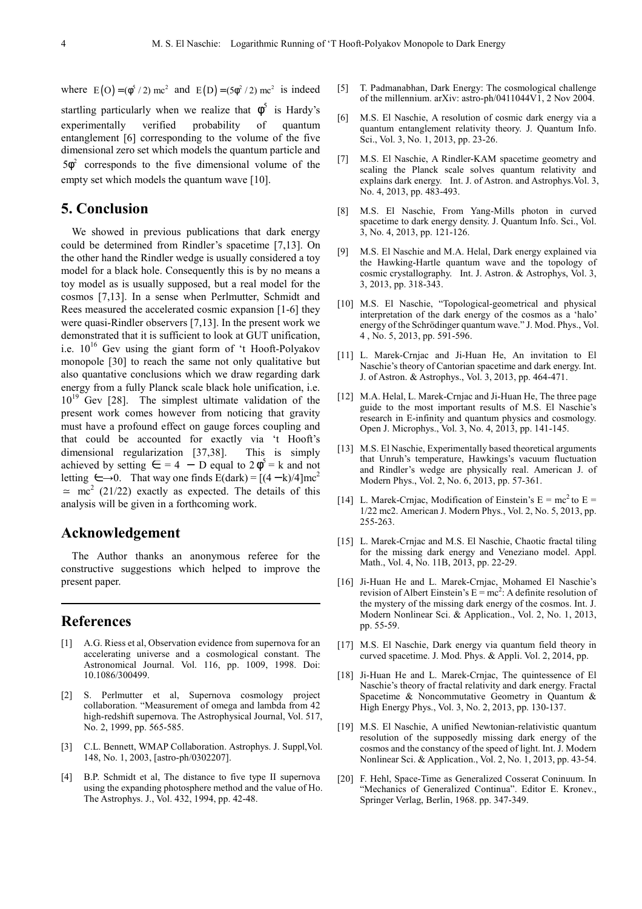where $E(O) = (\phi^5/2)\ mc^2$ and $E(D) = (5\phi^2/2)\ mc^2$ is indeed startling particularly when we realize that $\phi^5$ is Hardy's experimentally verified probability of quantum entanglement [6] corresponding to the volume of the five dimensional zero set which models the quantum particle and $5\phi^2$ corresponds to the five dimensional volume of the empty set which models the quantum wave [10].

## 5. Conclusion

We showed in previous publications that dark energy could be determined from Rindler's spacetime [7,13]. On the other hand the Rindler wedge is usually considered a toy model for a black hole. Consequently this is by no means a toy model as is usually supposed, but a real model for the cosmos [7,13]. In a sense when Perlmutter, Schmidt and Rees measured the accelerated cosmic expansion [1-6] they were quasi-Rindler observers [7,13]. In the present work we demonstrated that it is sufficient to look at GUT unification, i.e. $10^{16}$ Gev using the giant form of 't Hooft-Polyakov monopole [30] to reach the same not only qualitative but also quantative conclusions which we draw regarding dark energy from a fully Planck scale black hole unification, i.e. $10^{19}$ Gev [28]. The simplest ultimate validation of the present work comes however from noticing that gravity must have a profound effect on gauge forces coupling and that could be accounted for exactly via 't Hooft's dimensional regularization [37,38]. This is simply achieved by setting $\in = 4 - D$ equal to $2\phi^5 = k$ and not letting $\in \to 0$. That way one finds $E(\text{dark}) = [(4 - k)/4]mc^2 \simeq mc^2\ (21/22)$ exactly as expected. The details of this analysis will be given in a forthcoming work.

## Acknowledgement

The Author thanks an anonymous referee for the constructive suggestions which helped to improve the present paper.

## References

[1] A.G. Riess et al, Observation evidence from supernova for an accelerating universe and a cosmological constant. The Astronomical Journal. Vol. 116, pp. 1009, 1998. Doi: 10.1086/300499.

[2] S. Perlmutter et al, Supernova cosmology project collaboration. "Measurement of omega and lambda from 42 high-redshift supernova. The Astrophysical Journal, Vol. 517, No. 2, 1999, pp. 565-585.

[3] C.L. Bennett, WMAP Collaboration. Astrophys. J. Suppl,Vol. 148, No. 1, 2003, [astro-ph/0302207].

[4] B.P. Schmidt et al, The distance to five type II supernova using the expanding photosphere method and the value of Ho. The Astrophys. J., Vol. 432, 1994, pp. 42-48.

[5] T. Padmanabhan, Dark Energy: The cosmological challenge of the millennium. arXiv: astro-ph/0411044V1, 2 Nov 2004.

[6] M.S. El Naschie, A resolution of cosmic dark energy via a quantum entanglement relativity theory. J. Quantum Info. Sci., Vol. 3, No. 1, 2013, pp. 23-26.

[7] M.S. El Naschie, A Rindler-KAM spacetime geometry and scaling the Planck scale solves quantum relativity and explains dark energy. Int. J. of Astron. and Astrophys.Vol. 3, No. 4, 2013, pp. 483-493.

[8] M.S. El Naschie, From Yang-Mills photon in curved spacetime to dark energy density. J. Quantum Info. Sci., Vol. 3, No. 4, 2013, pp. 121-126.

[9] M.S. El Naschie and M.A. Helal, Dark energy explained via the Hawking-Hartle quantum wave and the topology of cosmic crystallography. Int. J. Astron. & Astrophys, Vol. 3, 3, 2013, pp. 318-343.

[10] M.S. El Naschie, "Topological-geometrical and physical interpretation of the dark energy of the cosmos as a 'halo' energy of the Schrödinger quantum wave." J. Mod. Phys., Vol. 4 , No. 5, 2013, pp. 591-596.

[11] L. Marek-Crnjac and Ji-Huan He, An invitation to El Naschie's theory of Cantorian spacetime and dark energy. Int. J. of Astron. & Astrophys., Vol. 3, 2013, pp. 464-471.

[12] M.A. Helal, L. Marek-Crnjac and Ji-Huan He, The three page guide to the most important results of M.S. El Naschie's research in E-infinity and quantum physics and cosmology. Open J. Microphys., Vol. 3, No. 4, 2013, pp. 141-145.

[13] M.S. El Naschie, Experimentally based theoretical arguments that Unruh's temperature, Hawkings's vacuum fluctuation and Rindler's wedge are physically real. American J. of Modern Phys., Vol. 2, No. 6, 2013, pp. 57-361.

[14] L. Marek-Crnjac, Modification of Einstein's $E = mc^2$ to $E = 1/22\ mc2$. American J. Modern Phys., Vol. 2, No. 5, 2013, pp. 255-263.

[15] L. Marek-Crnjac and M.S. El Naschie, Chaotic fractal tiling for the missing dark energy and Veneziano model. Appl. Math., Vol. 4, No. 11B, 2013, pp. 22-29.

[16] Ji-Huan He and L. Marek-Crnjac, Mohamed El Naschie's revision of Albert Einstein's $E = mc^2$: A definite resolution of the mystery of the missing dark energy of the cosmos. Int. J. Modern Nonlinear Sci. & Application., Vol. 2, No. 1, 2013, pp. 55-59.

[17] M.S. El Naschie, Dark energy via quantum field theory in curved spacetime. J. Mod. Phys. & Appli. Vol. 2, 2014, pp.

[18] Ji-Huan He and L. Marek-Crnjac, The quintessence of El Naschie's theory of fractal relativity and dark energy. Fractal Spacetime & Noncommutative Geometry in Quantum & High Energy Phys., Vol. 3, No. 2, 2013, pp. 130-137.

[19] M.S. El Naschie, A unified Newtonian-relativistic quantum resolution of the supposedly missing dark energy of the cosmos and the constancy of the speed of light. Int. J. Modern Nonlinear Sci. & Application., Vol. 2, No. 1, 2013, pp. 43-54.

[20] F. Hehl, Space-Time as Generalized Cosserat Coninuum. In "Mechanics of Generalized Continua". Editor E. Kronev., Springer Verlag, Berlin, 1968. pp. 347-349.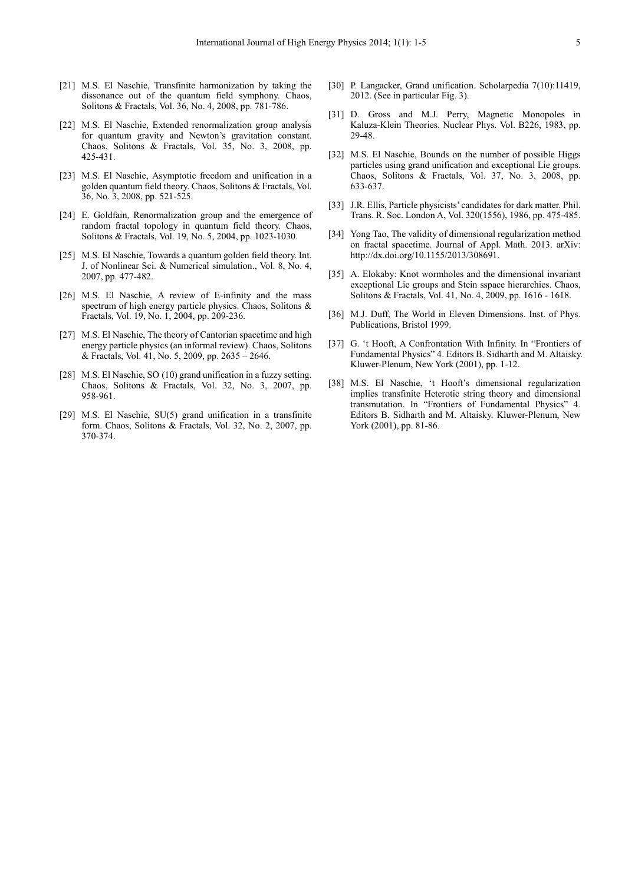[21] M.S. El Naschie, Transfinite harmonization by taking the dissonance out of the quantum field symphony. Chaos, Solitons & Fractals, Vol. 36, No. 4, 2008, pp. 781-786.

[22] M.S. El Naschie, Extended renormalization group analysis for quantum gravity and Newton's gravitation constant. Chaos, Solitons & Fractals, Vol. 35, No. 3, 2008, pp. 425-431.

[23] M.S. El Naschie, Asymptotic freedom and unification in a golden quantum field theory. Chaos, Solitons & Fractals, Vol. 36, No. 3, 2008, pp. 521-525.

[24] E. Goldfain, Renormalization group and the emergence of random fractal topology in quantum field theory. Chaos, Solitons & Fractals, Vol. 19, No. 5, 2004, pp. 1023-1030.

[25] M.S. El Naschie, Towards a quantum golden field theory. Int. J. of Nonlinear Sci. & Numerical simulation., Vol. 8, No. 4, 2007, pp. 477-482.

[26] M.S. El Naschie, A review of E-infinity and the mass spectrum of high energy particle physics. Chaos, Solitons & Fractals, Vol. 19, No. 1, 2004, pp. 209-236.

[27] M.S. El Naschie, The theory of Cantorian spacetime and high energy particle physics (an informal review). Chaos, Solitons & Fractals, Vol. 41, No. 5, 2009, pp. 2635 – 2646.

[28] M.S. El Naschie, SO (10) grand unification in a fuzzy setting. Chaos, Solitons & Fractals, Vol. 32, No. 3, 2007, pp. 958-961.

[29] M.S. El Naschie, SU(5) grand unification in a transfinite form. Chaos, Solitons & Fractals, Vol. 32, No. 2, 2007, pp. 370-374.

[30] P. Langacker, Grand unification. Scholarpedia 7(10):11419, 2012. (See in particular Fig. 3).

[31] D. Gross and M.J. Perry, Magnetic Monopoles in Kaluza-Klein Theories. Nuclear Phys. Vol. B226, 1983, pp. 29-48.

[32] M.S. El Naschie, Bounds on the number of possible Higgs particles using grand unification and exceptional Lie groups. Chaos, Solitons & Fractals, Vol. 37, No. 3, 2008, pp. 633-637.

[33] J.R. Ellis, Particle physicists' candidates for dark matter. Phil. Trans. R. Soc. London A, Vol. 320(1556), 1986, pp. 475-485.

[34] Yong Tao, The validity of dimensional regularization method on fractal spacetime. Journal of Appl. Math. 2013. arXiv: http://dx.doi.org/10.1155/2013/308691.

[35] A. Elokaby: Knot wormholes and the dimensional invariant exceptional Lie groups and Stein sspace hierarchies. Chaos, Solitons & Fractals, Vol. 41, No. 4, 2009, pp. 1616 - 1618.

[36] M.J. Duff, The World in Eleven Dimensions. Inst. of Phys. Publications, Bristol 1999.

[37] G. 't Hooft, A Confrontation With Infinity. In "Frontiers of Fundamental Physics" 4. Editors B. Sidharth and M. Altaisky. Kluwer-Plenum, New York (2001), pp. 1-12.

[38] M.S. El Naschie, 't Hooft's dimensional regularization implies transfinite Heterotic string theory and dimensional transmutation. In "Frontiers of Fundamental Physics" 4. Editors B. Sidharth and M. Altaisky. Kluwer-Plenum, New York (2001), pp. 81-86.